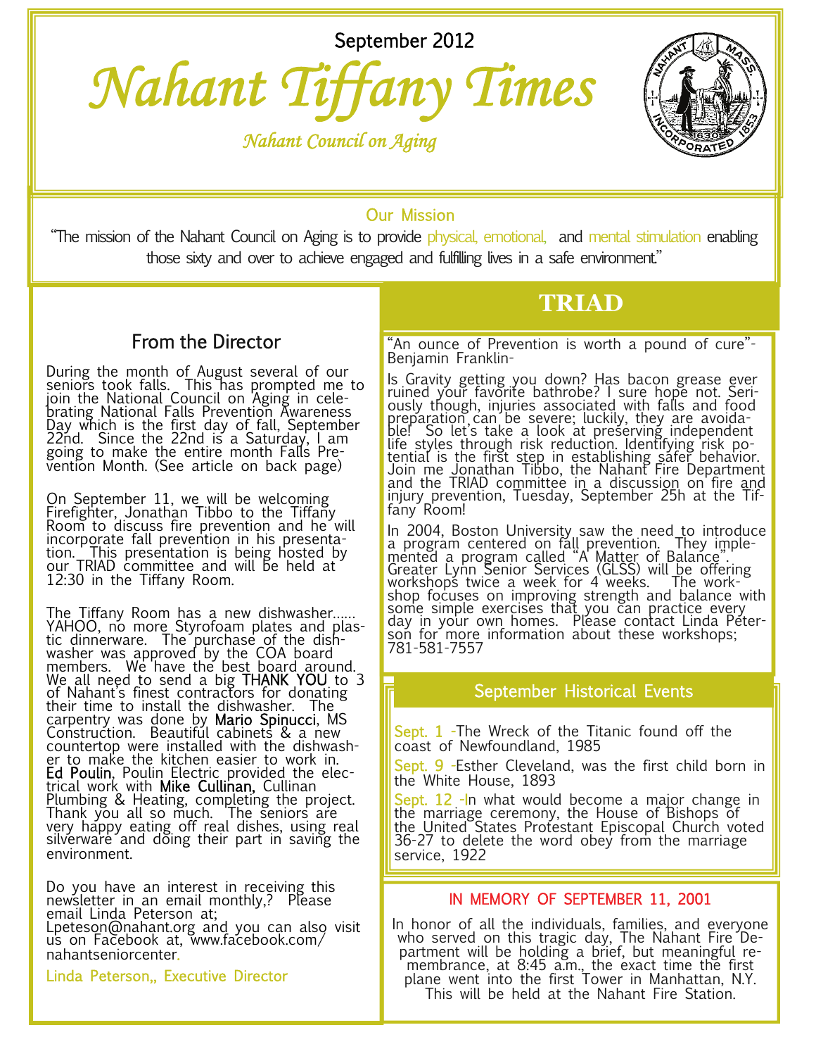September 2012

# Nahant Tiffany Times

*Nahant Council on Aging*

## Our Mission

"The mission of the Nahant Council on Aging is to provide physical, emotional, and mental stimulation enabling those sixty and over to achieve engaged and fulfilling lives in a safe environment."

## From the Director

During the month of August several of our seniors took falls. This has prompted me to join the National Council on Aging in celebrating National Falls Prevention Awareness Day which is the first day of fall, September 22nd. Since the 22nd is a Saturday, I am going to make the entire month Falls Prevention Month. (See article on back page)

On September 11, we will be welcoming Firefighter, Jonathan Tibbo to the Tiffany Room to discuss fire prevention and he will incorporate fall prevention in his presentation. This presentation is being hosted by our TRIAD committee and will be held at 12:30 in the Tiffany Room.

The Tiffany Room has a new dishwasher…… YAHOO, no more Styrofoam plates and plastic dinnerware. The purchase of the dishwasher was approved by the COA board members. We have the best board around. We all need to send a big **THANK YOU** to 3 of Nahant's finest contractors for donating their time to install the dishwasher. The carpentry was done by **Mario Spinucci**, MS Construction. Beautiful cabinets & a new countertop were installed with the dishwasher to make the kitchen easier to work in. **Ed Poulin**, Poulin Electric provided the electrical work with **Mike Cullinan,** Cullinan Plumbing & Heating, completing the project. Thank you all so much. The seniors are very happy eating off real dishes, using real silverware and doing their part in saving the environment.

Do you have an interest in receiving this newsletter in an email monthly,? Please email Linda Peterson at; Lpeteson@nahant.org and you can also visit us on Facebook at, www.facebook.com/nahantseniorcenter.

Linda Peterson,, Executive Director

## TRIAD

"An ounce of Prevention is worth a pound of cure"- Benjamin Franklin-

Is Gravity getting you down? Has bacon grease ever ruined your favorite bathrobe? I sure hope not. Seriously though, injuries associated with falls and food preparation can be severe; luckily, they are avoidable! So let's take a look at preserving independent life styles through risk reduction. Identifying risk potential is the first step in establishing safer behavior. Join me Jonathan Tibbo, the Nahant Fire Department and the TRIAD committee in a discussion on fire and injury prevention, Tuesday, September 25h at the Tiffany Room!

In 2004, Boston University saw the need to introduce a program centered on fall prevention. They implemented a program called "A Matter of Balance". Greater Lynn Senior Services (GLSS) will be offering workshops twice a week for 4 weeks. The workshop focuses on improving strength and balance with some simple exercises that you can practice every day in your own homes. Please contact Linda Peterson for more information about these workshops; 781-581-7557

## September Historical Events

Sept. 1 -The Wreck of the Titanic found off the coast of Newfoundland, 1985

Sept. 9 -Esther Cleveland, was the first child born in the White House, 1893

Sept. 12 -In what would become a major change in the marriage ceremony, the House of Bishops of the United States Protestant Episcopal Church voted 36-27 to delete the word obey from the marriage service, 1922

## IN MEMORY OF SEPTEMBER 11, 2001

In honor of all the individuals, families, and everyone who served on this tragic day, The Nahant Fire Department will be holding a brief, but meaningful remembrance, at 8:45 a.m., the exact time the first plane went into the first Tower in Manhattan, N.Y. This will be held at the Nahant Fire Station.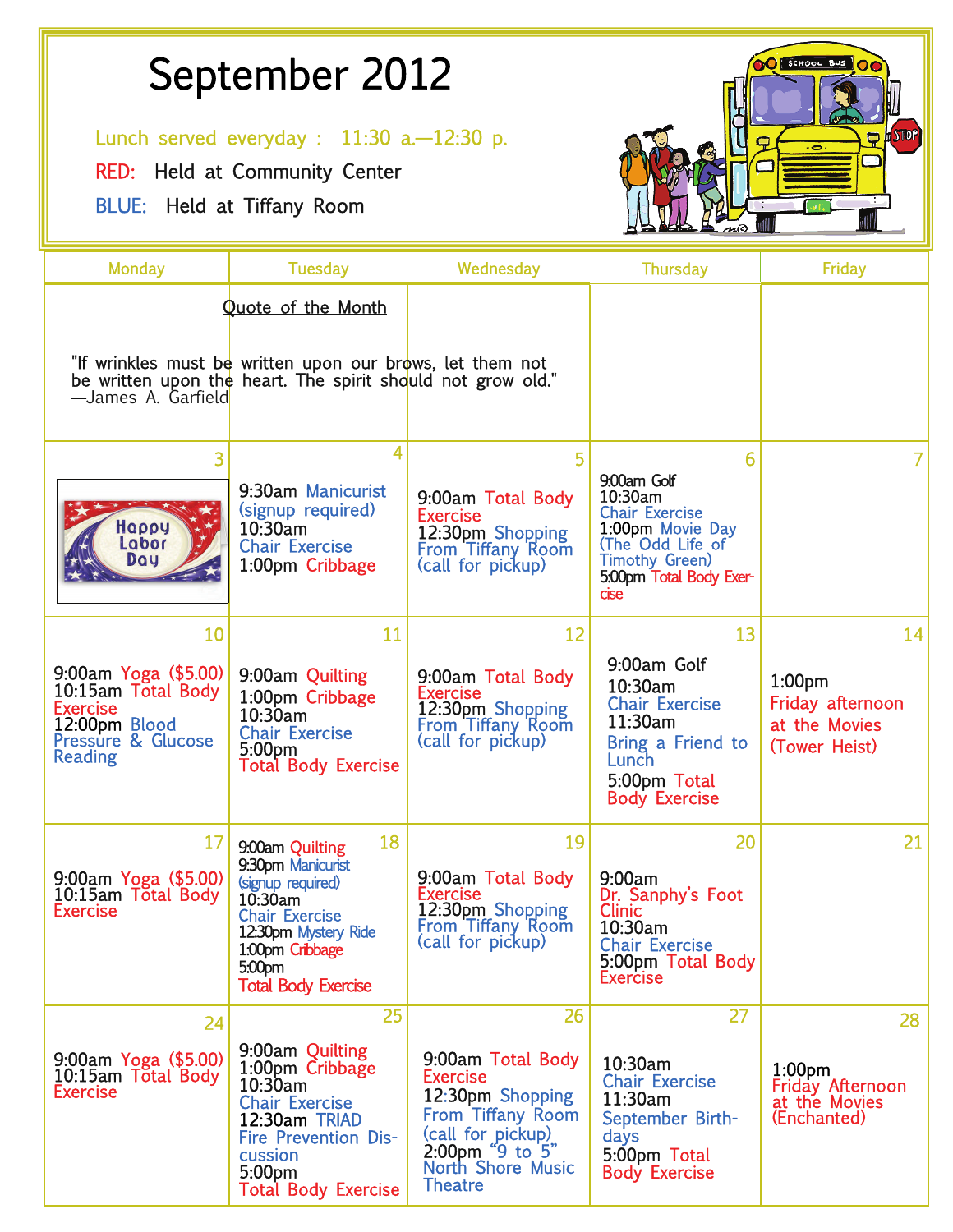# September 2012

Lunch served everyday : 11:30 a.—12:30 p.

RED: Held at Community Center

BLUE: Held at Tiffany Room

| Monday | Tuesday | Wednesday | Thursday | Friday |
|---|---|---|---|---|
| Quote of the Month: "If wrinkles must be written upon our brows, let them not be written upon the heart. The spirit should not grow old." —James A. Garfield | | | | |
| 3<br>Happy Labor Day | 4<br>9:30am Manicurist (signup required)<br>10:30am Chair Exercise<br>1:00pm Cribbage | 5<br>9:00am Total Body Exercise<br>12:30pm Shopping From Tiffany Room (call for pickup) | 6<br>9:00am Golf<br>10:30am Chair Exercise<br>1:00pm Movie Day (The Odd Life of Timothy Green)<br>5:00pm Total Body Exercise | 7 |
| 10<br>9:00am Yoga ($5.00)<br>10:15am Total Body Exercise<br>12:00pm Blood Pressure & Glucose Reading | 11<br>9:00am Quilting<br>1:00pm Cribbage<br>10:30am Chair Exercise<br>5:00pm Total Body Exercise | 12<br>9:00am Total Body Exercise<br>12:30pm Shopping From Tiffany Room (call for pickup) | 13<br>9:00am Golf<br>10:30am Chair Exercise<br>11:30am Bring a Friend to Lunch<br>5:00pm Total Body Exercise | 14<br>1:00pm Friday afternoon at the Movies (Tower Heist) |
| 17<br>9:00am Yoga ($5.00)<br>10:15am Total Body Exercise | 18<br>9:00am Quilting<br>9:30pm Manicurist (signup required)<br>10:30am Chair Exercise<br>12:30pm Mystery Ride<br>1:00pm Cribbage<br>5:00pm Total Body Exercise | 19<br>9:00am Total Body Exercise<br>12:30pm Shopping From Tiffany Room (call for pickup) | 20<br>9:00am Dr. Sanphy's Foot Clinic<br>10:30am Chair Exercise<br>5:00pm Total Body Exercise | 21 |
| 24<br>9:00am Yoga ($5.00)<br>10:15am Total Body Exercise | 25<br>9:00am Quilting<br>1:00pm Cribbage<br>10:30am Chair Exercise<br>12:30am TRIAD Fire Prevention Discussion<br>5:00pm Total Body Exercise | 26<br>9:00am Total Body Exercise<br>12:30pm Shopping From Tiffany Room (call for pickup)<br>2:00pm "9 to 5" North Shore Music Theatre | 27<br>10:30am Chair Exercise<br>11:30am September Birthdays<br>5:00pm Total Body Exercise | 28<br>1:00pm Friday Afternoon at the Movies (Enchanted) |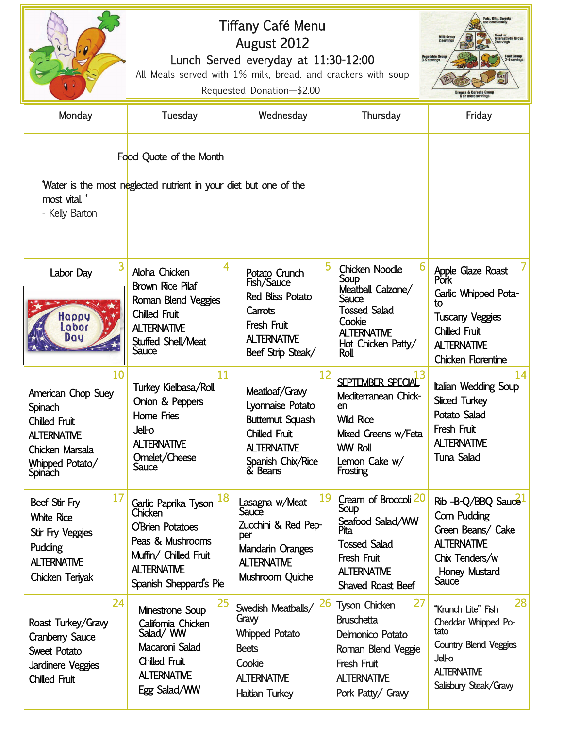# Tiffany Café Menu
## August 2012

Lunch Served everyday at 11:30-12:00

All Meals served with 1% milk, bread. and crackers with soup

Requested Donation—$2.00

| Monday | Tuesday | Wednesday | Thursday | Friday |
|---|---|---|---|---|
| Food Quote of the Month<br><br>'Water is the most neglected nutrient in your diet but one of the most vital. '<br>- Kelly Barton | | | | |
| 3<br>Labor Day<br>Happy Labor Day | 4<br>Aloha Chicken<br>Brown Rice Pilaf<br>Roman Blend Veggies<br>Chilled Fruit<br>ALTERNATIVE<br>Stuffed Shell/Meat Sauce | 5<br>Potato Crunch Fish/Sauce<br>Red Bliss Potato<br>Carrots<br>Fresh Fruit<br>ALTERNATIVE<br>Beef Strip Steak/ | 6<br>Chicken Noodle Soup<br>Meatball Calzone/ Sauce<br>Tossed Salad<br>Cookie<br>ALTERNATIVE<br>Hot Chicken Patty/ Roll | 7<br>Apple Glaze Roast Pork<br>Garlic Whipped Potato<br>Tuscany Veggies<br>Chilled Fruit<br>ALTERNATIVE<br>Chicken Florentine |
| 10<br>American Chop Suey<br>Spinach<br>Chilled Fruit<br>ALTERNATIVE<br>Chicken Marsala<br>Whipped Potato/ Spinach | 11<br>Turkey Kielbasa/Roll<br>Onion & Peppers<br>Home Fries<br>Jell-o<br>ALTERNATIVE<br>Omelet/Cheese Sauce | 12<br>Meatloaf/Gravy<br>Lyonnaise Potato<br>Butternut Squash<br>Chilled Fruit<br>ALTERNATIVE<br>Spanish Chix/Rice & Beans | 13<br>SEPTEMBER SPECIAL<br>Mediterranean Chicken<br>Wild Rice<br>Mixed Greens w/Feta<br>WW Roll<br>Lemon Cake w/ Frosting | 14<br>Italian Wedding Soup<br>Sliced Turkey<br>Potato Salad<br>Fresh Fruit<br>ALTERNATIVE<br>Tuna Salad |
| 17<br>Beef Stir Fry<br>White Rice<br>Stir Fry Veggies<br>Pudding<br>ALTERNATIVE<br>Chicken Teriyak | 18<br>Garlic Paprika Tyson Chicken<br>O'Brien Potatoes<br>Peas & Mushrooms<br>Muffin/ Chilled Fruit<br>ALTERNATIVE<br>Spanish Sheppard's Pie | 19<br>Lasagna w/Meat Sauce<br>Zucchini & Red Pepper<br>Mandarin Oranges<br>ALTERNATIVE<br>Mushroom Quiche | 20<br>Cream of Broccoli Soup<br>Seafood Salad/WW Pita<br>Tossed Salad<br>Fresh Fruit<br>ALTERNATIVE<br>Shaved Roast Beef | 21<br>Rib -B-Q/BBQ Sauce<br>Corn Pudding<br>Green Beans/ Cake<br>ALTERNATIVE<br>Chix Tenders/w Honey Mustard Sauce |
| 24<br>Roast Turkey/Gravy<br>Cranberry Sauce<br>Sweet Potato<br>Jardinere Veggies<br>Chilled Fruit | 25<br>Minestrone Soup<br>California Chicken Salad/ WW<br>Macaroni Salad<br>Chilled Fruit<br>ALTERNATIVE<br>Egg Salad/WW | 26<br>Swedish Meatballs/ Gravy<br>Whipped Potato<br>Beets<br>Cookie<br>ALTERNATIVE<br>Haitian Turkey | 27<br>Tyson Chicken Bruschetta<br>Delmonico Potato<br>Roman Blend Veggie<br>Fresh Fruit<br>ALTERNATIVE<br>Pork Patty/ Gravy | 28<br>"Krunch Lite" Fish<br>Cheddar Whipped Potato<br>Country Blend Veggies<br>Jell-o<br>ALTERNATIVE<br>Salisbury Steak/Gravy |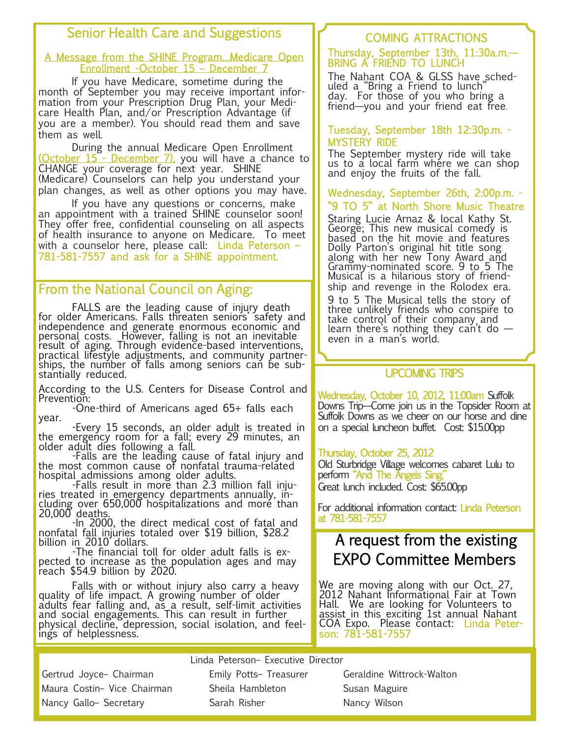## Senior Health Care and Suggestions

### A Message from the SHINE Program…Medicare Open Enrollment -October 15 – December 7

If you have Medicare, sometime during the month of September you may receive important information from your Prescription Drug Plan, your Medicare Health Plan, and/or Prescription Advantage (if you are a member). You should read them and save them as well.

During the annual Medicare Open Enrollment (October 15 - December 7), you will have a chance to CHANGE your coverage for next year. SHINE (Medicare) Counselors can help you understand your plan changes, as well as other options you may have.

If you have any questions or concerns, make an appointment with a trained SHINE counselor soon! They offer free, confidential counseling on all aspects of health insurance to anyone on Medicare. To meet with a counselor here, please call: **Linda Peterson – 781-581-7557 and ask for a SHINE appointment.**

## From the National Council on Aging:

FALLS are the leading cause of injury death for older Americans. Falls threaten seniors' safety and independence and generate enormous economic and personal costs. However, falling is not an inevitable result of aging. Through evidence-based interventions, practical lifestyle adjustments, and community partnerships, the number of falls among seniors can be substantially reduced.

According to the U.S. Centers for Disease Control and Prevention:

-One-third of Americans aged 65+ falls each year.

-Every 15 seconds, an older adult is treated in the emergency room for a fall; every 29 minutes, an older adult dies following a fall.

-Falls are the leading cause of fatal injury and the most common cause of nonfatal trauma-related hospital admissions among older adults.

-Falls result in more than 2.3 million fall injuries treated in emergency departments annually, including over 650,000 hospitalizations and more than 20,000 deaths.

-In 2000, the direct medical cost of fatal and nonfatal fall injuries totaled over $19 billion, $28.2 billion in 2010 dollars.

-The financial toll for older adult falls is expected to increase as the population ages and may reach $54.9 billion by 2020.

Falls with or without injury also carry a heavy quality of life impact. A growing number of older adults fear falling and, as a result, self-limit activities and social engagements. This can result in further physical decline, depression, social isolation, and feelings of helplessness.

## COMING ATTRACTIONS

**Thursday, September 13th, 11:30a.m.— BRING A FRIEND TO LUNCH**

The Nahant COA & GLSS have scheduled a "Bring a Friend to lunch" day. For those of you who bring a friend—you and your friend eat free.

**Tuesday, September 18th 12:30p.m. - MYSTERY RIDE**

The September mystery ride will take us to a local farm where we can shop and enjoy the fruits of the fall.

**Wednesday, September 26th, 2:00p.m. - "9 TO 5" at North Shore Music Theatre**

Staring Lucie Arnaz & local Kathy St. George; This new musical comedy is based on the hit movie and features Dolly Parton's original hit title song along with her new Tony Award and Grammy-nominated score. 9 to 5 The Musical is a hilarious story of friendship and revenge in the Rolodex era.

9 to 5 The Musical tells the story of three unlikely friends who conspire to take control of their company and learn there's nothing they can't do — even in a man's world.

## UPCOMING TRIPS

**Wednesday, October 10, 2012, 11:00am** Suffolk Downs Trip—Come join us in the Topsider Room at Suffolk Downs as we cheer on our horse and dine on a special luncheon buffet. Cost: $15.00pp

**Thursday, October 25, 2012**
Old Sturbridge Village welcomes cabaret Lulu to perform **"And The Angels Sing."**
Great lunch included. Cost: $65.00pp

For additional information contact: **Linda Peterson at 781-581-7557**

## A request from the existing EXPO Committee Members

We are moving along with our Oct. 27, 2012 Nahant Informational Fair at Town Hall. We are looking for Volunteers to assist in this exciting 1st annual Nahant COA Expo. Please contact: **Linda Peterson: 781-581-7557**

---

Linda Peterson– Executive Director

Gertrud Joyce– Chairman
Maura Costin– Vice Chairman
Nancy Gallo– Secretary
Emily Potts– Treasurer
Sheila Hambleton
Sarah Risher
Geraldine Wittrock-Walton
Susan Maguire
Nancy Wilson